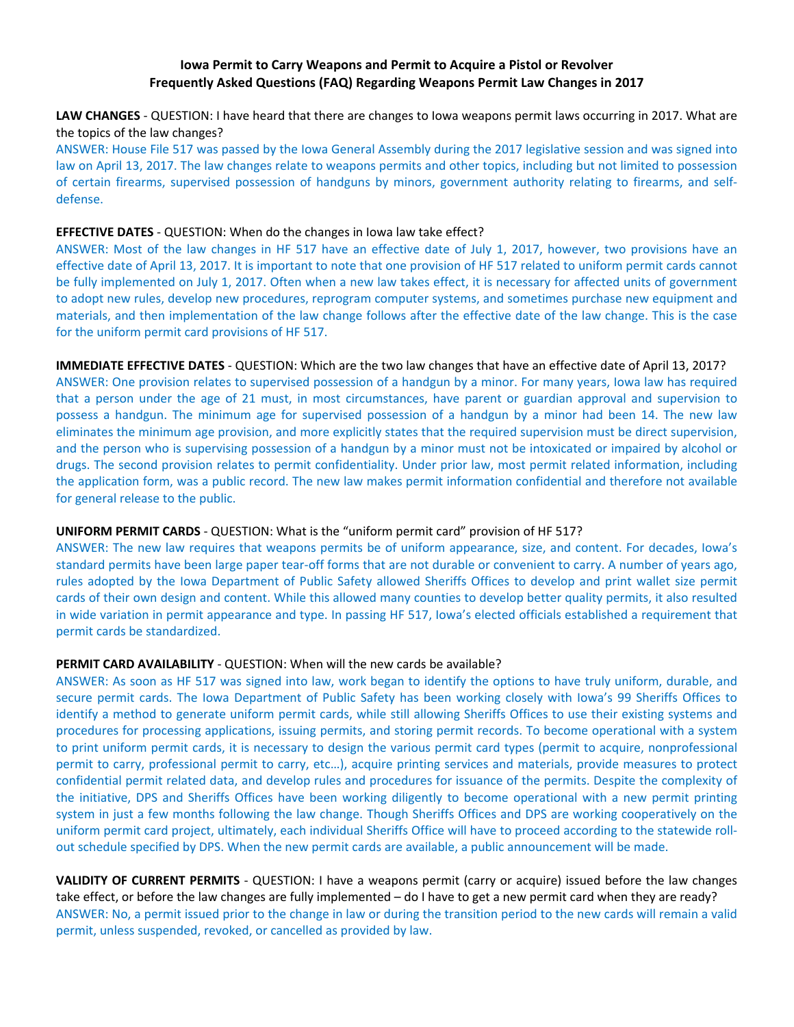# Iowa Permit to Carry Weapons and Permit to Acquire a Pistol or Revolver
## Frequently Asked Questions (FAQ) Regarding Weapons Permit Law Changes in 2017

**LAW CHANGES** - QUESTION: I have heard that there are changes to Iowa weapons permit laws occurring in 2017. What are the topics of the law changes?

ANSWER: House File 517 was passed by the Iowa General Assembly during the 2017 legislative session and was signed into law on April 13, 2017. The law changes relate to weapons permits and other topics, including but not limited to possession of certain firearms, supervised possession of handguns by minors, government authority relating to firearms, and self-defense.

**EFFECTIVE DATES** - QUESTION: When do the changes in Iowa law take effect?

ANSWER: Most of the law changes in HF 517 have an effective date of July 1, 2017, however, two provisions have an effective date of April 13, 2017. It is important to note that one provision of HF 517 related to uniform permit cards cannot be fully implemented on July 1, 2017. Often when a new law takes effect, it is necessary for affected units of government to adopt new rules, develop new procedures, reprogram computer systems, and sometimes purchase new equipment and materials, and then implementation of the law change follows after the effective date of the law change. This is the case for the uniform permit card provisions of HF 517.

**IMMEDIATE EFFECTIVE DATES** - QUESTION: Which are the two law changes that have an effective date of April 13, 2017?

ANSWER: One provision relates to supervised possession of a handgun by a minor. For many years, Iowa law has required that a person under the age of 21 must, in most circumstances, have parent or guardian approval and supervision to possess a handgun. The minimum age for supervised possession of a handgun by a minor had been 14. The new law eliminates the minimum age provision, and more explicitly states that the required supervision must be direct supervision, and the person who is supervising possession of a handgun by a minor must not be intoxicated or impaired by alcohol or drugs. The second provision relates to permit confidentiality. Under prior law, most permit related information, including the application form, was a public record. The new law makes permit information confidential and therefore not available for general release to the public.

**UNIFORM PERMIT CARDS** - QUESTION: What is the "uniform permit card" provision of HF 517?

ANSWER: The new law requires that weapons permits be of uniform appearance, size, and content. For decades, Iowa's standard permits have been large paper tear-off forms that are not durable or convenient to carry. A number of years ago, rules adopted by the Iowa Department of Public Safety allowed Sheriffs Offices to develop and print wallet size permit cards of their own design and content. While this allowed many counties to develop better quality permits, it also resulted in wide variation in permit appearance and type. In passing HF 517, Iowa's elected officials established a requirement that permit cards be standardized.

**PERMIT CARD AVAILABILITY** - QUESTION: When will the new cards be available?

ANSWER: As soon as HF 517 was signed into law, work began to identify the options to have truly uniform, durable, and secure permit cards. The Iowa Department of Public Safety has been working closely with Iowa's 99 Sheriffs Offices to identify a method to generate uniform permit cards, while still allowing Sheriffs Offices to use their existing systems and procedures for processing applications, issuing permits, and storing permit records. To become operational with a system to print uniform permit cards, it is necessary to design the various permit card types (permit to acquire, nonprofessional permit to carry, professional permit to carry, etc…), acquire printing services and materials, provide measures to protect confidential permit related data, and develop rules and procedures for issuance of the permits. Despite the complexity of the initiative, DPS and Sheriffs Offices have been working diligently to become operational with a new permit printing system in just a few months following the law change. Though Sheriffs Offices and DPS are working cooperatively on the uniform permit card project, ultimately, each individual Sheriffs Office will have to proceed according to the statewide roll-out schedule specified by DPS. When the new permit cards are available, a public announcement will be made.

**VALIDITY OF CURRENT PERMITS** - QUESTION: I have a weapons permit (carry or acquire) issued before the law changes take effect, or before the law changes are fully implemented – do I have to get a new permit card when they are ready?

ANSWER: No, a permit issued prior to the change in law or during the transition period to the new cards will remain a valid permit, unless suspended, revoked, or cancelled as provided by law.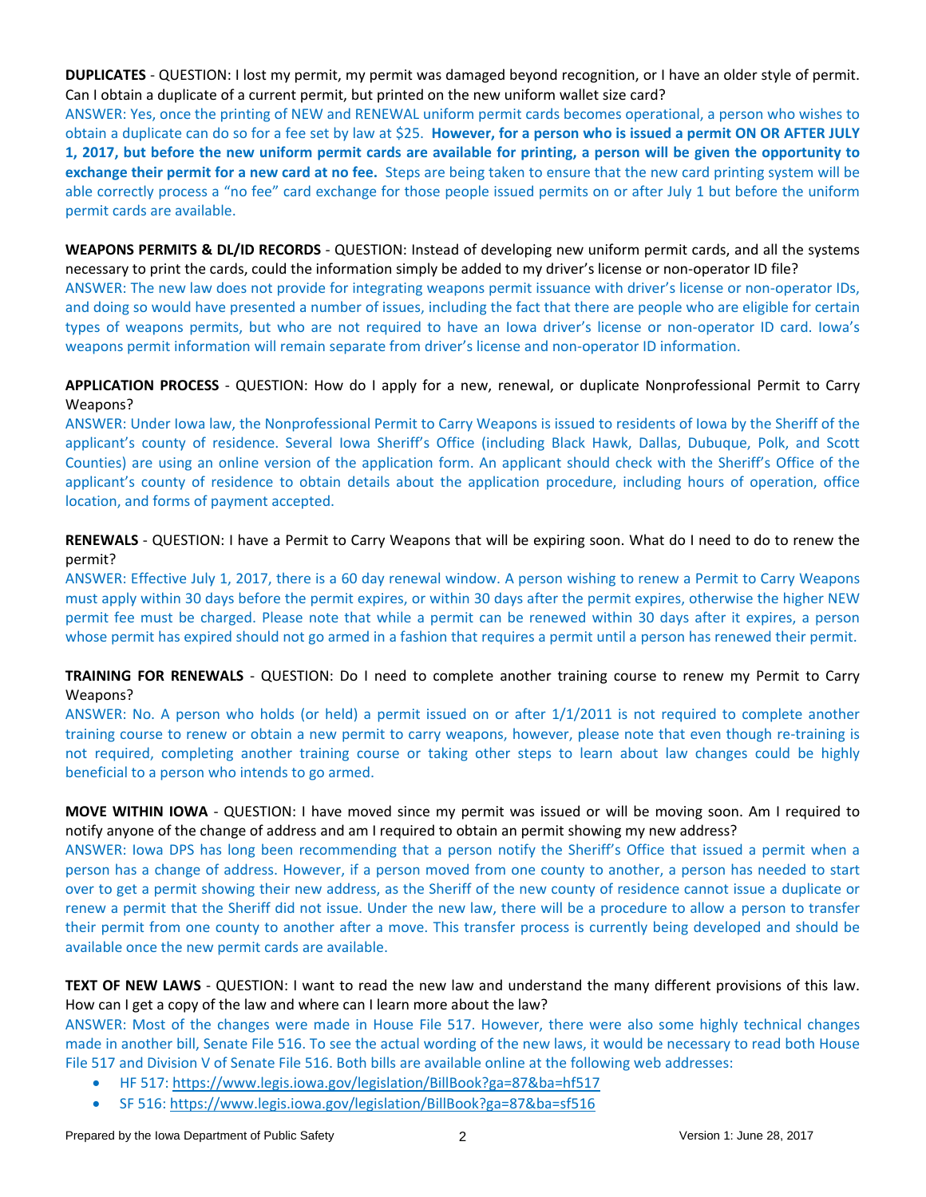**DUPLICATES** - QUESTION: I lost my permit, my permit was damaged beyond recognition, or I have an older style of permit. Can I obtain a duplicate of a current permit, but printed on the new uniform wallet size card?

ANSWER: Yes, once the printing of NEW and RENEWAL uniform permit cards becomes operational, a person who wishes to obtain a duplicate can do so for a fee set by law at $25. **However, for a person who is issued a permit ON OR AFTER JULY 1, 2017, but before the new uniform permit cards are available for printing, a person will be given the opportunity to exchange their permit for a new card at no fee.** Steps are being taken to ensure that the new card printing system will be able correctly process a "no fee" card exchange for those people issued permits on or after July 1 but before the uniform permit cards are available.

**WEAPONS PERMITS & DL/ID RECORDS** - QUESTION: Instead of developing new uniform permit cards, and all the systems necessary to print the cards, could the information simply be added to my driver's license or non-operator ID file?

ANSWER: The new law does not provide for integrating weapons permit issuance with driver's license or non-operator IDs, and doing so would have presented a number of issues, including the fact that there are people who are eligible for certain types of weapons permits, but who are not required to have an Iowa driver's license or non-operator ID card. Iowa's weapons permit information will remain separate from driver's license and non-operator ID information.

**APPLICATION PROCESS** - QUESTION: How do I apply for a new, renewal, or duplicate Nonprofessional Permit to Carry Weapons?

ANSWER: Under Iowa law, the Nonprofessional Permit to Carry Weapons is issued to residents of Iowa by the Sheriff of the applicant's county of residence. Several Iowa Sheriff's Office (including Black Hawk, Dallas, Dubuque, Polk, and Scott Counties) are using an online version of the application form. An applicant should check with the Sheriff's Office of the applicant's county of residence to obtain details about the application procedure, including hours of operation, office location, and forms of payment accepted.

**RENEWALS** - QUESTION: I have a Permit to Carry Weapons that will be expiring soon. What do I need to do to renew the permit?

ANSWER: Effective July 1, 2017, there is a 60 day renewal window. A person wishing to renew a Permit to Carry Weapons must apply within 30 days before the permit expires, or within 30 days after the permit expires, otherwise the higher NEW permit fee must be charged. Please note that while a permit can be renewed within 30 days after it expires, a person whose permit has expired should not go armed in a fashion that requires a permit until a person has renewed their permit.

**TRAINING FOR RENEWALS** - QUESTION: Do I need to complete another training course to renew my Permit to Carry Weapons?

ANSWER: No. A person who holds (or held) a permit issued on or after 1/1/2011 is not required to complete another training course to renew or obtain a new permit to carry weapons, however, please note that even though re-training is not required, completing another training course or taking other steps to learn about law changes could be highly beneficial to a person who intends to go armed.

**MOVE WITHIN IOWA** - QUESTION: I have moved since my permit was issued or will be moving soon. Am I required to notify anyone of the change of address and am I required to obtain an permit showing my new address?

ANSWER: Iowa DPS has long been recommending that a person notify the Sheriff's Office that issued a permit when a person has a change of address. However, if a person moved from one county to another, a person has needed to start over to get a permit showing their new address, as the Sheriff of the new county of residence cannot issue a duplicate or renew a permit that the Sheriff did not issue. Under the new law, there will be a procedure to allow a person to transfer their permit from one county to another after a move. This transfer process is currently being developed and should be available once the new permit cards are available.

**TEXT OF NEW LAWS** - QUESTION: I want to read the new law and understand the many different provisions of this law. How can I get a copy of the law and where can I learn more about the law?

ANSWER: Most of the changes were made in House File 517. However, there were also some highly technical changes made in another bill, Senate File 516. To see the actual wording of the new laws, it would be necessary to read both House File 517 and Division V of Senate File 516. Both bills are available online at the following web addresses:

- HF 517: https://www.legis.iowa.gov/legislation/BillBook?ga=87&ba=hf517
- SF 516: https://www.legis.iowa.gov/legislation/BillBook?ga=87&ba=sf516

Prepared by the Iowa Department of Public Safety

Version 1: June 28, 2017